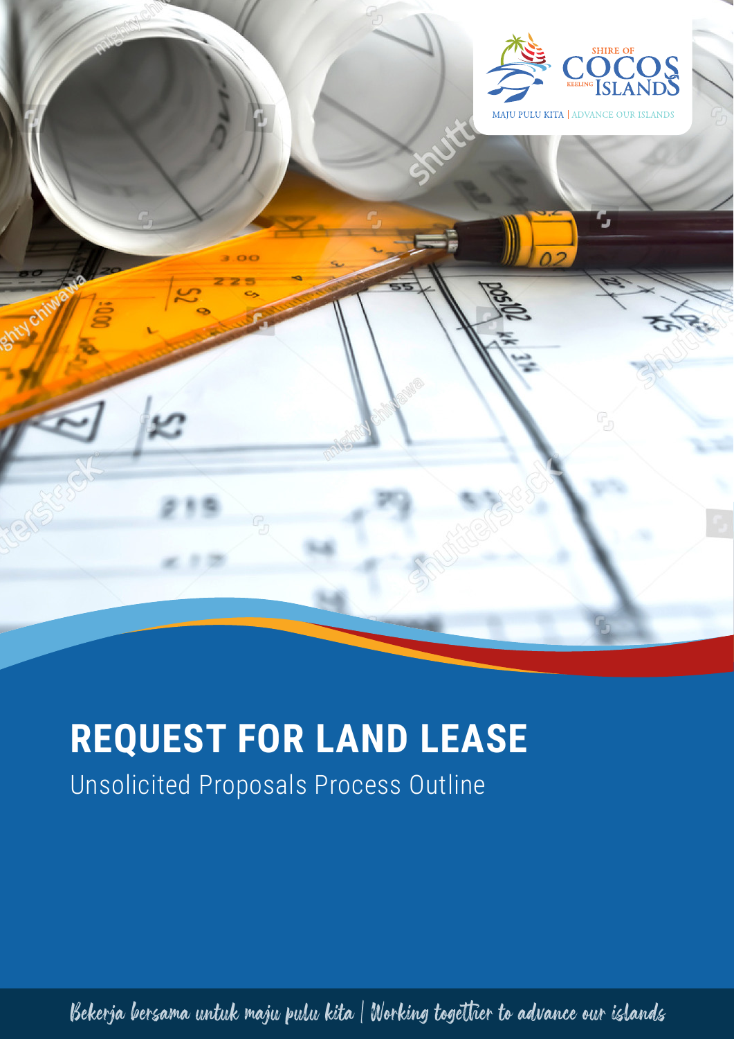SHIRE OF COCOS KEELING ISLANDS

MAJU PULU KITA | ADVANCE OUR ISLANDS

# REQUEST FOR LAND LEASE

Unsolicited Proposals Process Outline

*Bekerja bersama untuk maju pulu kita | Working together to advance our islands*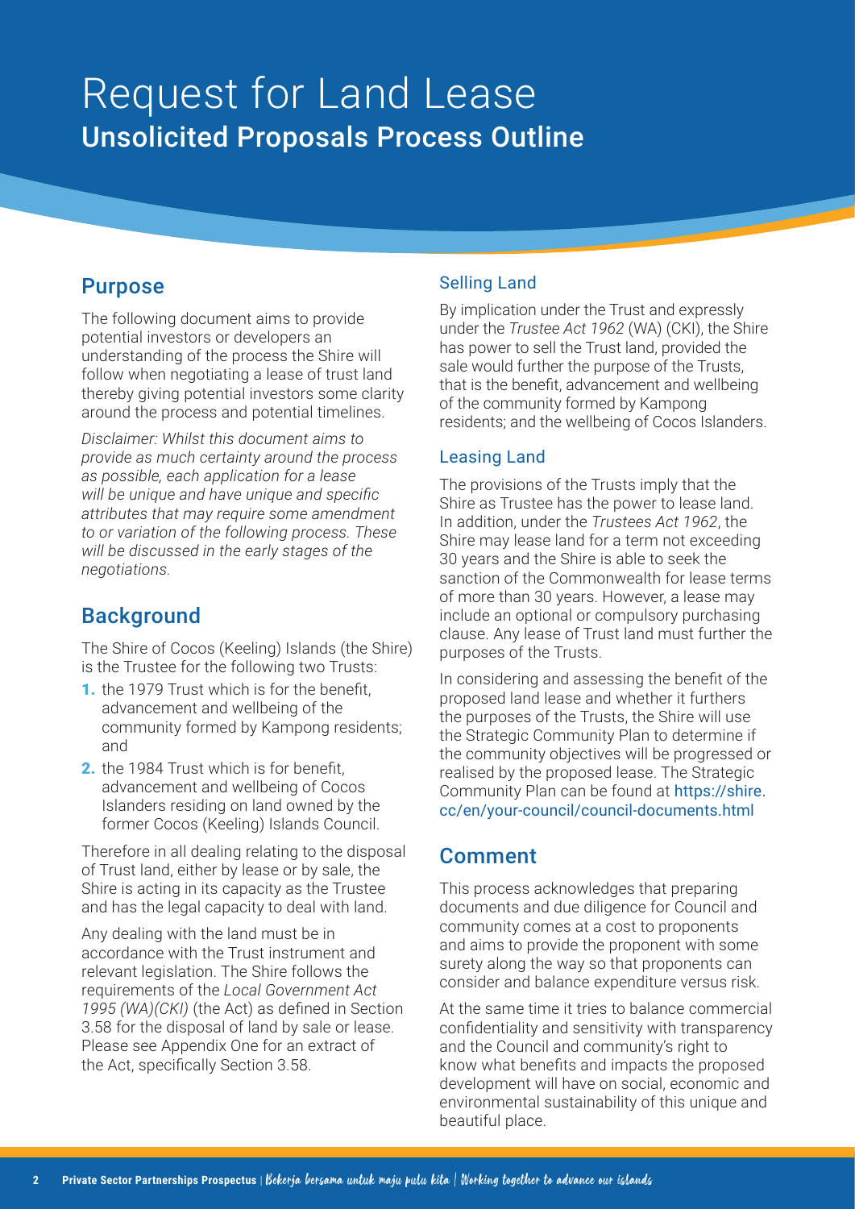# Request for Land Lease

## Unsolicited Proposals Process Outline

## Purpose

The following document aims to provide potential investors or developers an understanding of the process the Shire will follow when negotiating a lease of trust land thereby giving potential investors some clarity around the process and potential timelines.

*Disclaimer: Whilst this document aims to provide as much certainty around the process as possible, each application for a lease will be unique and have unique and specific attributes that may require some amendment to or variation of the following process. These will be discussed in the early stages of the negotiations.*

## Background

The Shire of Cocos (Keeling) Islands (the Shire) is the Trustee for the following two Trusts:

1. the 1979 Trust which is for the benefit, advancement and wellbeing of the community formed by Kampong residents; and
2. the 1984 Trust which is for benefit, advancement and wellbeing of Cocos Islanders residing on land owned by the former Cocos (Keeling) Islands Council.

Therefore in all dealing relating to the disposal of Trust land, either by lease or by sale, the Shire is acting in its capacity as the Trustee and has the legal capacity to deal with land.

Any dealing with the land must be in accordance with the Trust instrument and relevant legislation. The Shire follows the requirements of the *Local Government Act 1995 (WA)(CKI)* (the Act) as defined in Section 3.58 for the disposal of land by sale or lease. Please see Appendix One for an extract of the Act, specifically Section 3.58.

### Selling Land

By implication under the Trust and expressly under the *Trustee Act 1962* (WA) (CKI), the Shire has power to sell the Trust land, provided the sale would further the purpose of the Trusts, that is the benefit, advancement and wellbeing of the community formed by Kampong residents; and the wellbeing of Cocos Islanders.

### Leasing Land

The provisions of the Trusts imply that the Shire as Trustee has the power to lease land. In addition, under the *Trustees Act 1962*, the Shire may lease land for a term not exceeding 30 years and the Shire is able to seek the sanction of the Commonwealth for lease terms of more than 30 years. However, a lease may include an optional or compulsory purchasing clause. Any lease of Trust land must further the purposes of the Trusts.

In considering and assessing the benefit of the proposed land lease and whether it furthers the purposes of the Trusts, the Shire will use the Strategic Community Plan to determine if the community objectives will be progressed or realised by the proposed lease. The Strategic Community Plan can be found at https://shire.cc/en/your-council/council-documents.html

## Comment

This process acknowledges that preparing documents and due diligence for Council and community comes at a cost to proponents and aims to provide the proponent with some surety along the way so that proponents can consider and balance expenditure versus risk.

At the same time it tries to balance commercial confidentiality and sensitivity with transparency and the Council and community's right to know what benefits and impacts the proposed development will have on social, economic and environmental sustainability of this unique and beautiful place.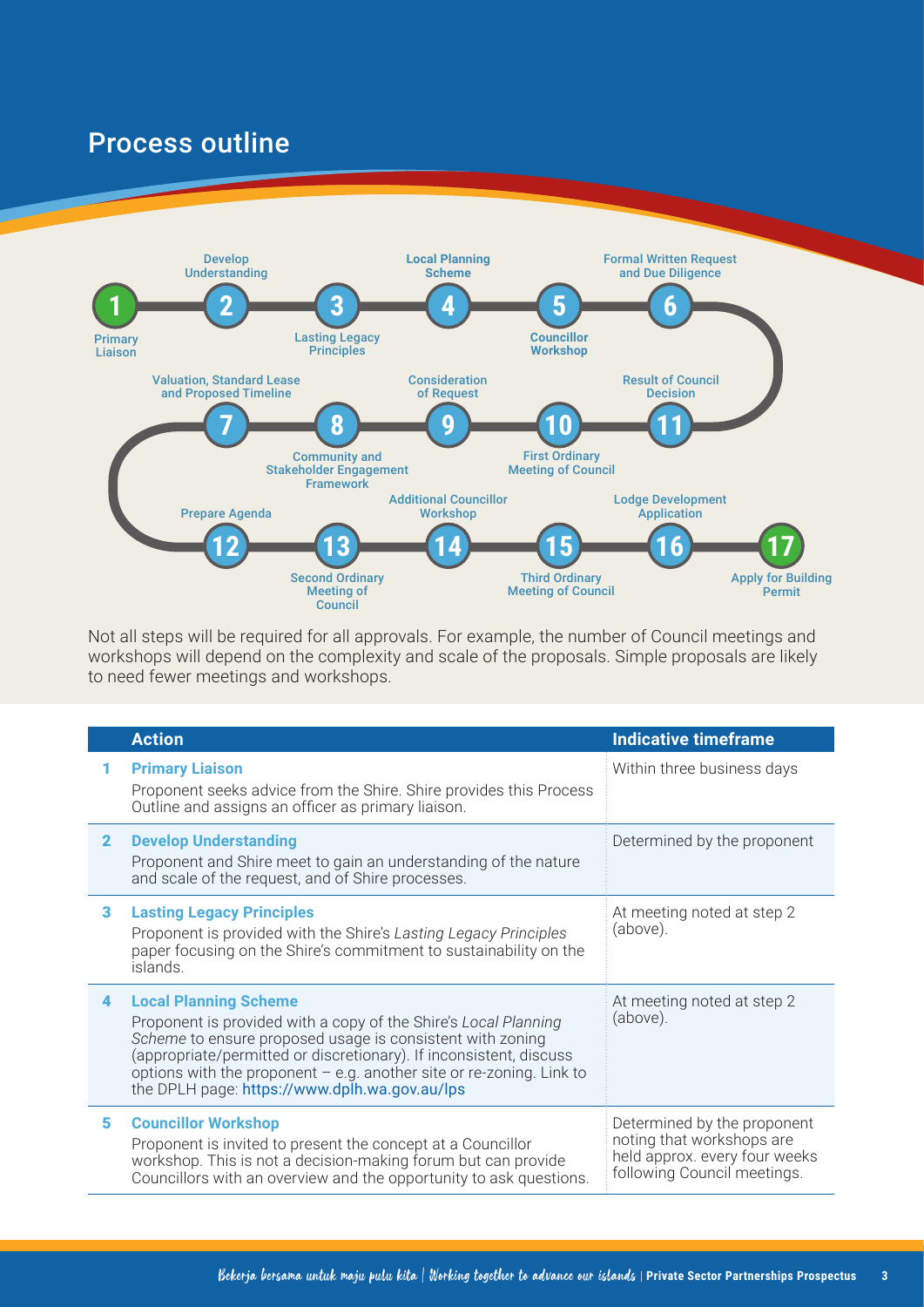## Process outline

1 Primary Liaison
2 Develop Understanding
3 Lasting Legacy Principles
4 Local Planning Scheme
5 Councillor Workshop
6 Formal Written Request and Due Diligence
7 Valuation, Standard Lease and Proposed Timeline
8 Community and Stakeholder Engagement Framework
9 Consideration of Request
10 First Ordinary Meeting of Council
11 Result of Council Decision
12 Prepare Agenda
13 Second Ordinary Meeting of Council
14 Additional Councillor Workshop
15 Third Ordinary Meeting of Council
16 Lodge Development Application
17 Apply for Building Permit

Not all steps will be required for all approvals. For example, the number of Council meetings and workshops will depend on the complexity and scale of the proposals. Simple proposals are likely to need fewer meetings and workshops.

| | Action | Indicative timeframe |
|---|---|---|
| 1 | **Primary Liaison**<br>Proponent seeks advice from the Shire. Shire provides this Process Outline and assigns an officer as primary liaison. | Within three business days |
| 2 | **Develop Understanding**<br>Proponent and Shire meet to gain an understanding of the nature and scale of the request, and of Shire processes. | Determined by the proponent |
| 3 | **Lasting Legacy Principles**<br>Proponent is provided with the Shire's *Lasting Legacy Principles* paper focusing on the Shire's commitment to sustainability on the islands. | At meeting noted at step 2 (above). |
| 4 | **Local Planning Scheme**<br>Proponent is provided with a copy of the Shire's *Local Planning Scheme* to ensure proposed usage is consistent with zoning (appropriate/permitted or discretionary). If inconsistent, discuss options with the proponent – e.g. another site or re-zoning. Link to the DPLH page: https://www.dplh.wa.gov.au/lps | At meeting noted at step 2 (above). |
| 5 | **Councillor Workshop**<br>Proponent is invited to present the concept at a Councillor workshop. This is not a decision-making forum but can provide Councillors with an overview and the opportunity to ask questions. | Determined by the proponent noting that workshops are held approx. every four weeks following Council meetings. |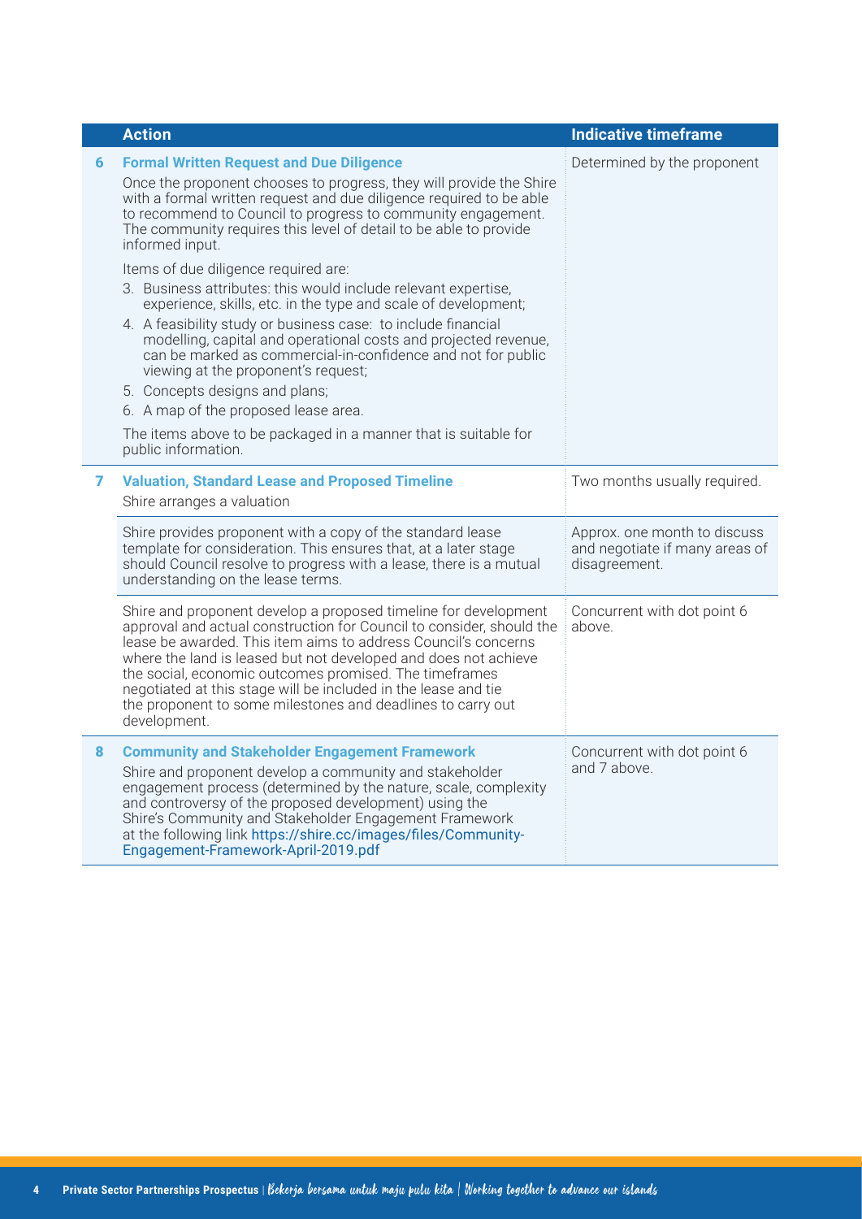| | Action | Indicative timeframe |
|---|---|---|
| 6 | **Formal Written Request and Due Diligence**<br>Once the proponent chooses to progress, they will provide the Shire with a formal written request and due diligence required to be able to recommend to Council to progress to community engagement. The community requires this level of detail to be able to provide informed input.<br>Items of due diligence required are:<br>3. Business attributes: this would include relevant expertise, experience, skills, etc. in the type and scale of development;<br>4. A feasibility study or business case: to include financial modelling, capital and operational costs and projected revenue, can be marked as commercial-in-confidence and not for public viewing at the proponent's request;<br>5. Concepts designs and plans;<br>6. A map of the proposed lease area.<br>The items above to be packaged in a manner that is suitable for public information. | Determined by the proponent |
| 7 | **Valuation, Standard Lease and Proposed Timeline**<br>Shire arranges a valuation | Two months usually required. |
| | Shire provides proponent with a copy of the standard lease template for consideration. This ensures that, at a later stage should Council resolve to progress with a lease, there is a mutual understanding on the lease terms. | Approx. one month to discuss and negotiate if many areas of disagreement. |
| | Shire and proponent develop a proposed timeline for development approval and actual construction for Council to consider, should the lease be awarded. This item aims to address Council's concerns where the land is leased but not developed and does not achieve the social, economic outcomes promised. The timeframes negotiated at this stage will be included in the lease and tie the proponent to some milestones and deadlines to carry out development. | Concurrent with dot point 6 above. |
| 8 | **Community and Stakeholder Engagement Framework**<br>Shire and proponent develop a community and stakeholder engagement process (determined by the nature, scale, complexity and controversy of the proposed development) using the Shire's Community and Stakeholder Engagement Framework at the following link https://shire.cc/images/files/Community-Engagement-Framework-April-2019.pdf | Concurrent with dot point 6 and 7 above. |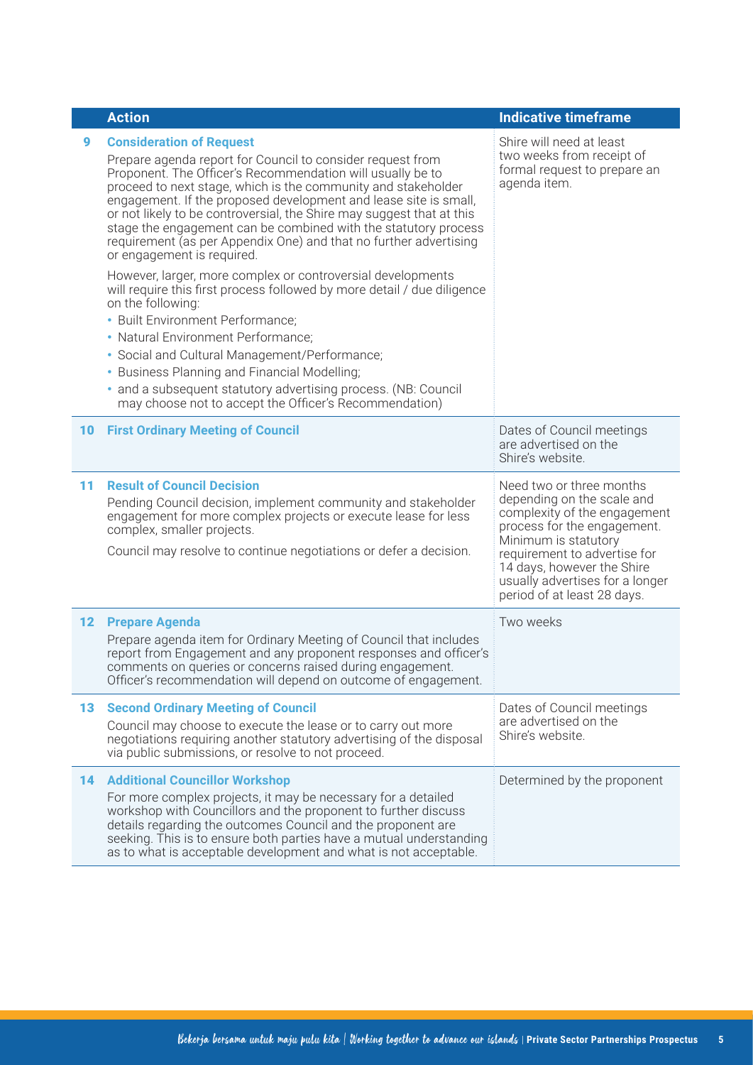| | Action | Indicative timeframe |
| --- | --- | --- |
| 9 | **Consideration of Request**<br>Prepare agenda report for Council to consider request from Proponent. The Officer's Recommendation will usually be to proceed to next stage, which is the community and stakeholder engagement. If the proposed development and lease site is small, or not likely to be controversial, the Shire may suggest that at this stage the engagement can be combined with the statutory process requirement (as per Appendix One) and that no further advertising or engagement is required.<br>However, larger, more complex or controversial developments will require this first process followed by more detail / due diligence on the following:<br>• Built Environment Performance;<br>• Natural Environment Performance;<br>• Social and Cultural Management/Performance;<br>• Business Planning and Financial Modelling;<br>• and a subsequent statutory advertising process. (NB: Council may choose not to accept the Officer's Recommendation) | Shire will need at least two weeks from receipt of formal request to prepare an agenda item. |
| 10 | **First Ordinary Meeting of Council** | Dates of Council meetings are advertised on the Shire's website. |
| 11 | **Result of Council Decision**<br>Pending Council decision, implement community and stakeholder engagement for more complex projects or execute lease for less complex, smaller projects.<br>Council may resolve to continue negotiations or defer a decision. | Need two or three months depending on the scale and complexity of the engagement process for the engagement. Minimum is statutory requirement to advertise for 14 days, however the Shire usually advertises for a longer period of at least 28 days. |
| 12 | **Prepare Agenda**<br>Prepare agenda item for Ordinary Meeting of Council that includes report from Engagement and any proponent responses and officer's comments on queries or concerns raised during engagement. Officer's recommendation will depend on outcome of engagement. | Two weeks |
| 13 | **Second Ordinary Meeting of Council**<br>Council may choose to execute the lease or to carry out more negotiations requiring another statutory advertising of the disposal via public submissions, or resolve to not proceed. | Dates of Council meetings are advertised on the Shire's website. |
| 14 | **Additional Councillor Workshop**<br>For more complex projects, it may be necessary for a detailed workshop with Councillors and the proponent to further discuss details regarding the outcomes Council and the proponent are seeking. This is to ensure both parties have a mutual understanding as to what is acceptable development and what is not acceptable. | Determined by the proponent |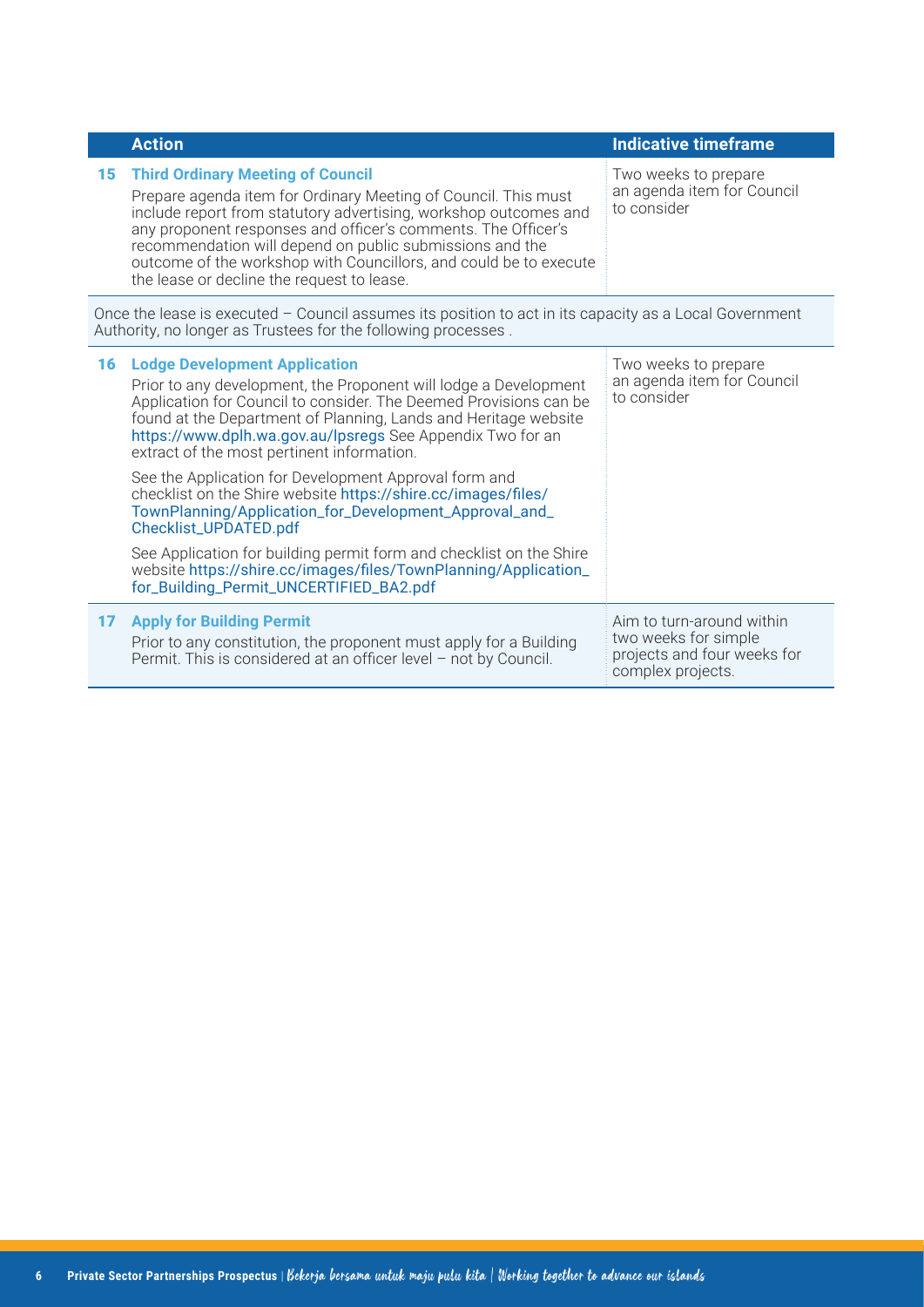| | Action | Indicative timeframe |
|---|---|---|
| 15 | **Third Ordinary Meeting of Council**<br>Prepare agenda item for Ordinary Meeting of Council. This must include report from statutory advertising, workshop outcomes and any proponent responses and officer's comments. The Officer's recommendation will depend on public submissions and the outcome of the workshop with Councillors, and could be to execute the lease or decline the request to lease. | Two weeks to prepare an agenda item for Council to consider |
| | Once the lease is executed – Council assumes its position to act in its capacity as a Local Government Authority, no longer as Trustees for the following processes . | |
| 16 | **Lodge Development Application**<br>Prior to any development, the Proponent will lodge a Development Application for Council to consider. The Deemed Provisions can be found at the Department of Planning, Lands and Heritage website https://www.dplh.wa.gov.au/lpsregs See Appendix Two for an extract of the most pertinent information.<br><br>See the Application for Development Approval form and checklist on the Shire website https://shire.cc/images/files/TownPlanning/Application_for_Development_Approval_and_Checklist_UPDATED.pdf<br><br>See Application for building permit form and checklist on the Shire website https://shire.cc/images/files/TownPlanning/Application_for_Building_Permit_UNCERTIFIED_BA2.pdf | Two weeks to prepare an agenda item for Council to consider |
| 17 | **Apply for Building Permit**<br>Prior to any constitution, the proponent must apply for a Building Permit. This is considered at an officer level – not by Council. | Aim to turn-around within two weeks for simple projects and four weeks for complex projects. |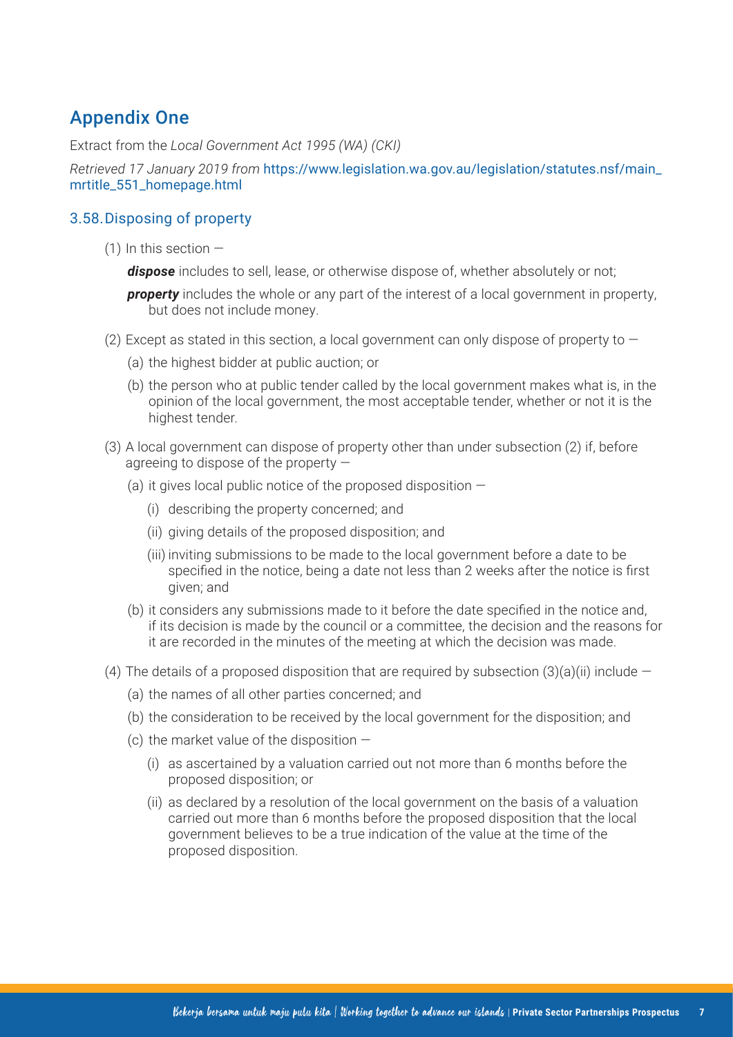## Appendix One

Extract from the *Local Government Act 1995 (WA) (CKI)*

*Retrieved 17 January 2019 from* https://www.legislation.wa.gov.au/legislation/statutes.nsf/main_mrtitle_551_homepage.html

### 3.58. Disposing of property

(1) In this section —

***dispose*** includes to sell, lease, or otherwise dispose of, whether absolutely or not;

***property*** includes the whole or any part of the interest of a local government in property, but does not include money.

(2) Except as stated in this section, a local government can only dispose of property to —

- (a) the highest bidder at public auction; or
- (b) the person who at public tender called by the local government makes what is, in the opinion of the local government, the most acceptable tender, whether or not it is the highest tender.

(3) A local government can dispose of property other than under subsection (2) if, before agreeing to dispose of the property —

- (a) it gives local public notice of the proposed disposition —
  - (i) describing the property concerned; and
  - (ii) giving details of the proposed disposition; and
  - (iii) inviting submissions to be made to the local government before a date to be specified in the notice, being a date not less than 2 weeks after the notice is first given; and
- (b) it considers any submissions made to it before the date specified in the notice and, if its decision is made by the council or a committee, the decision and the reasons for it are recorded in the minutes of the meeting at which the decision was made.

(4) The details of a proposed disposition that are required by subsection (3)(a)(ii) include —

- (a) the names of all other parties concerned; and
- (b) the consideration to be received by the local government for the disposition; and
- (c) the market value of the disposition —
  - (i) as ascertained by a valuation carried out not more than 6 months before the proposed disposition; or
  - (ii) as declared by a resolution of the local government on the basis of a valuation carried out more than 6 months before the proposed disposition that the local government believes to be a true indication of the value at the time of the proposed disposition.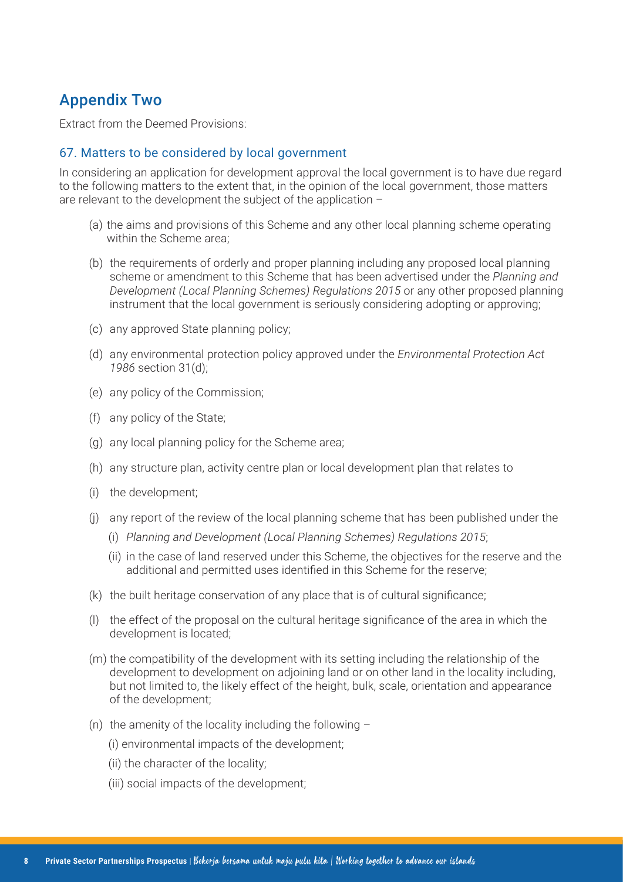## Appendix Two

Extract from the Deemed Provisions:

### 67. Matters to be considered by local government

In considering an application for development approval the local government is to have due regard to the following matters to the extent that, in the opinion of the local government, those matters are relevant to the development the subject of the application –

(a) the aims and provisions of this Scheme and any other local planning scheme operating within the Scheme area;

(b) the requirements of orderly and proper planning including any proposed local planning scheme or amendment to this Scheme that has been advertised under the *Planning and Development (Local Planning Schemes) Regulations 2015* or any other proposed planning instrument that the local government is seriously considering adopting or approving;

(c) any approved State planning policy;

(d) any environmental protection policy approved under the *Environmental Protection Act 1986* section 31(d);

(e) any policy of the Commission;

(f) any policy of the State;

(g) any local planning policy for the Scheme area;

(h) any structure plan, activity centre plan or local development plan that relates to

(i) the development;

(j) any report of the review of the local planning scheme that has been published under the

 (i) *Planning and Development (Local Planning Schemes) Regulations 2015*;

 (ii) in the case of land reserved under this Scheme, the objectives for the reserve and the additional and permitted uses identified in this Scheme for the reserve;

(k) the built heritage conservation of any place that is of cultural significance;

(l) the effect of the proposal on the cultural heritage significance of the area in which the development is located;

(m) the compatibility of the development with its setting including the relationship of the development to development on adjoining land or on other land in the locality including, but not limited to, the likely effect of the height, bulk, scale, orientation and appearance of the development;

(n) the amenity of the locality including the following –

 (i) environmental impacts of the development;

 (ii) the character of the locality;

 (iii) social impacts of the development;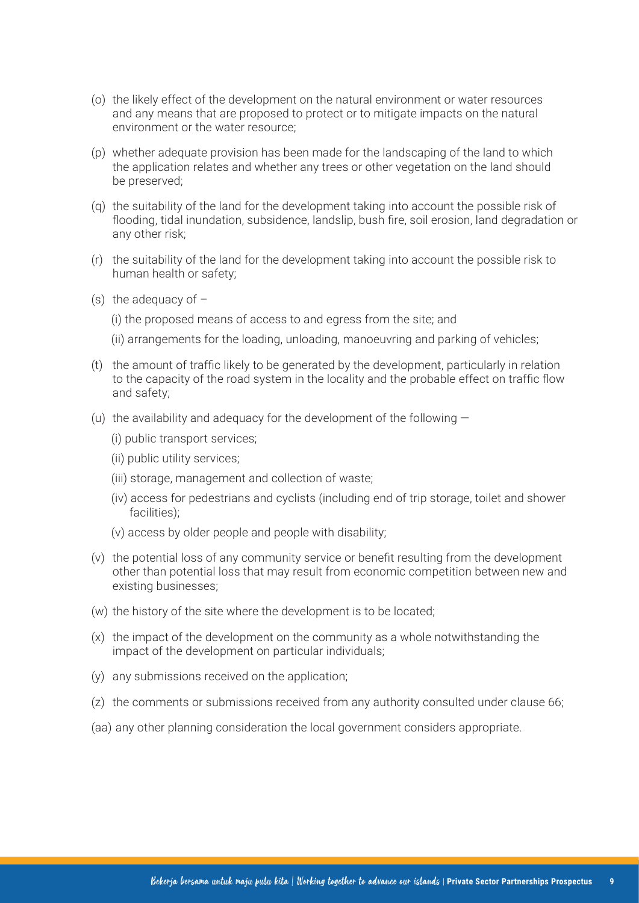(o) the likely effect of the development on the natural environment or water resources and any means that are proposed to protect or to mitigate impacts on the natural environment or the water resource;

(p) whether adequate provision has been made for the landscaping of the land to which the application relates and whether any trees or other vegetation on the land should be preserved;

(q) the suitability of the land for the development taking into account the possible risk of flooding, tidal inundation, subsidence, landslip, bush fire, soil erosion, land degradation or any other risk;

(r) the suitability of the land for the development taking into account the possible risk to human health or safety;

(s) the adequacy of –

(i) the proposed means of access to and egress from the site; and

(ii) arrangements for the loading, unloading, manoeuvring and parking of vehicles;

(t) the amount of traffic likely to be generated by the development, particularly in relation to the capacity of the road system in the locality and the probable effect on traffic flow and safety;

(u) the availability and adequacy for the development of the following —

(i) public transport services;

(ii) public utility services;

(iii) storage, management and collection of waste;

(iv) access for pedestrians and cyclists (including end of trip storage, toilet and shower facilities);

(v) access by older people and people with disability;

(v) the potential loss of any community service or benefit resulting from the development other than potential loss that may result from economic competition between new and existing businesses;

(w) the history of the site where the development is to be located;

(x) the impact of the development on the community as a whole notwithstanding the impact of the development on particular individuals;

(y) any submissions received on the application;

(z) the comments or submissions received from any authority consulted under clause 66;

(aa) any other planning consideration the local government considers appropriate.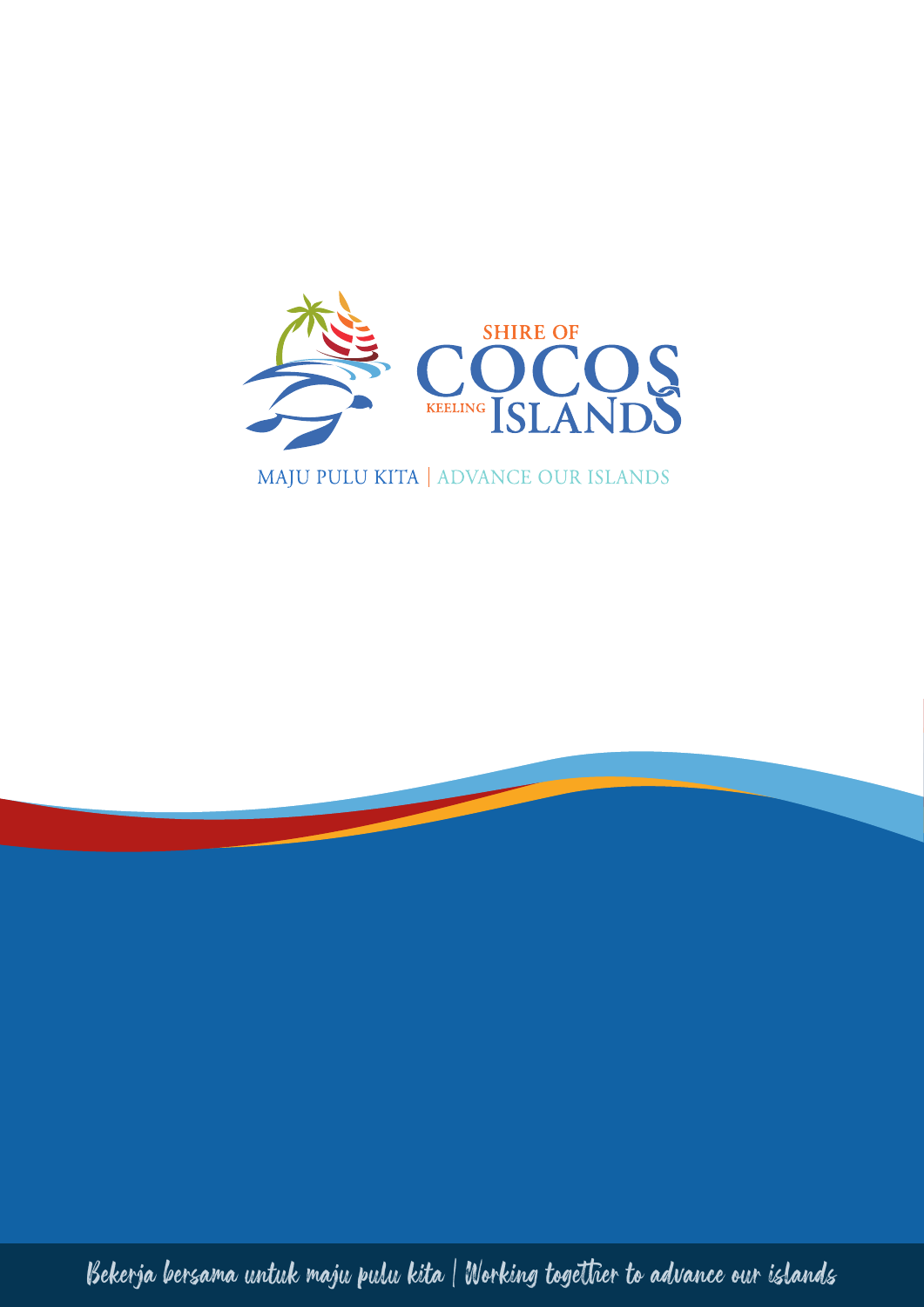SHIRE OF COCOS KEELING ISLANDS

MAJU PULU KITA | ADVANCE OUR ISLANDS

Bekerja bersama untuk maju pulu kita | Working together to advance our islands